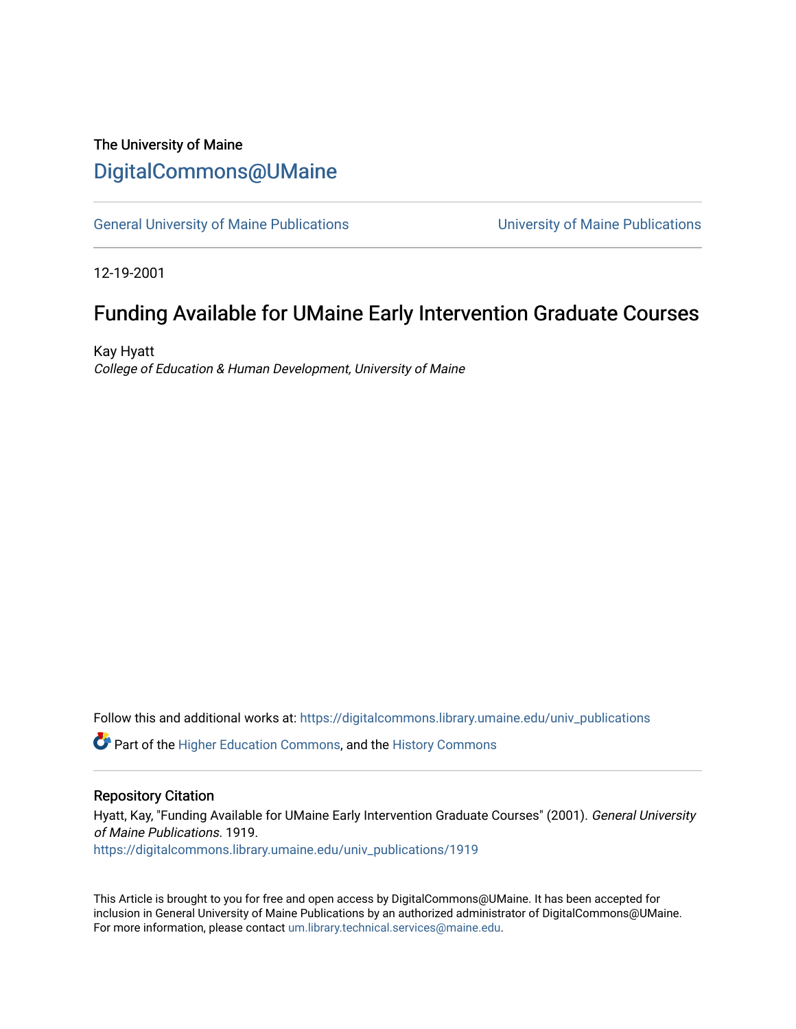The University of Maine

# DigitalCommons@UMaine

General University of Maine Publications | University of Maine Publications

12-19-2001

## Funding Available for UMaine Early Intervention Graduate Courses

Kay Hyatt

*College of Education & Human Development, University of Maine*

Follow this and additional works at: https://digitalcommons.library.umaine.edu/univ_publications

Part of the Higher Education Commons, and the History Commons

### Repository Citation

Hyatt, Kay, "Funding Available for UMaine Early Intervention Graduate Courses" (2001). *General University of Maine Publications*. 1919.
https://digitalcommons.library.umaine.edu/univ_publications/1919

This Article is brought to you for free and open access by DigitalCommons@UMaine. It has been accepted for inclusion in General University of Maine Publications by an authorized administrator of DigitalCommons@UMaine. For more information, please contact um.library.technical.services@maine.edu.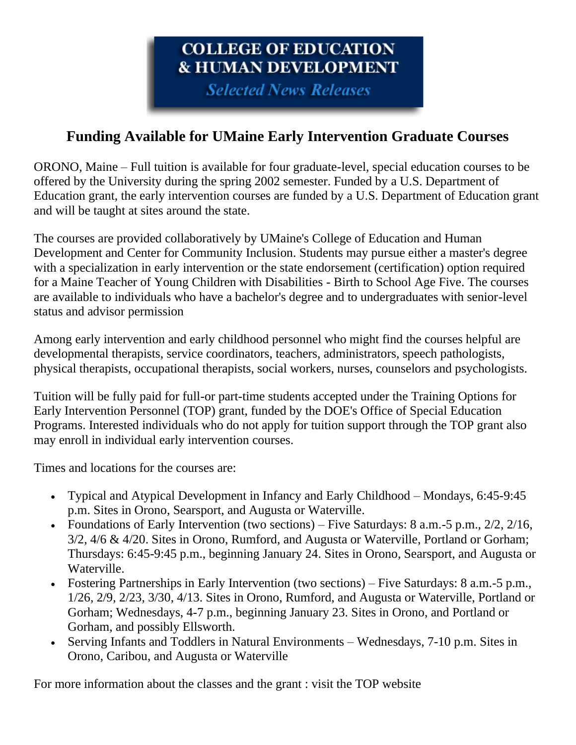**COLLEGE OF EDUCATION & HUMAN DEVELOPMENT**

***Selected News Releases***

# Funding Available for UMaine Early Intervention Graduate Courses

ORONO, Maine – Full tuition is available for four graduate-level, special education courses to be offered by the University during the spring 2002 semester. Funded by a U.S. Department of Education grant, the early intervention courses are funded by a U.S. Department of Education grant and will be taught at sites around the state.

The courses are provided collaboratively by UMaine's College of Education and Human Development and Center for Community Inclusion. Students may pursue either a master's degree with a specialization in early intervention or the state endorsement (certification) option required for a Maine Teacher of Young Children with Disabilities - Birth to School Age Five. The courses are available to individuals who have a bachelor's degree and to undergraduates with senior-level status and advisor permission

Among early intervention and early childhood personnel who might find the courses helpful are developmental therapists, service coordinators, teachers, administrators, speech pathologists, physical therapists, occupational therapists, social workers, nurses, counselors and psychologists.

Tuition will be fully paid for full-or part-time students accepted under the Training Options for Early Intervention Personnel (TOP) grant, funded by the DOE's Office of Special Education Programs. Interested individuals who do not apply for tuition support through the TOP grant also may enroll in individual early intervention courses.

Times and locations for the courses are:

- Typical and Atypical Development in Infancy and Early Childhood – Mondays, 6:45-9:45 p.m. Sites in Orono, Searsport, and Augusta or Waterville.
- Foundations of Early Intervention (two sections) – Five Saturdays: 8 a.m.-5 p.m., 2/2, 2/16, 3/2, 4/6 & 4/20. Sites in Orono, Rumford, and Augusta or Waterville, Portland or Gorham; Thursdays: 6:45-9:45 p.m., beginning January 24. Sites in Orono, Searsport, and Augusta or Waterville.
- Fostering Partnerships in Early Intervention (two sections) – Five Saturdays: 8 a.m.-5 p.m., 1/26, 2/9, 2/23, 3/30, 4/13. Sites in Orono, Rumford, and Augusta or Waterville, Portland or Gorham; Wednesdays, 4-7 p.m., beginning January 23. Sites in Orono, and Portland or Gorham, and possibly Ellsworth.
- Serving Infants and Toddlers in Natural Environments – Wednesdays, 7-10 p.m. Sites in Orono, Caribou, and Augusta or Waterville

For more information about the classes and the grant : visit the TOP website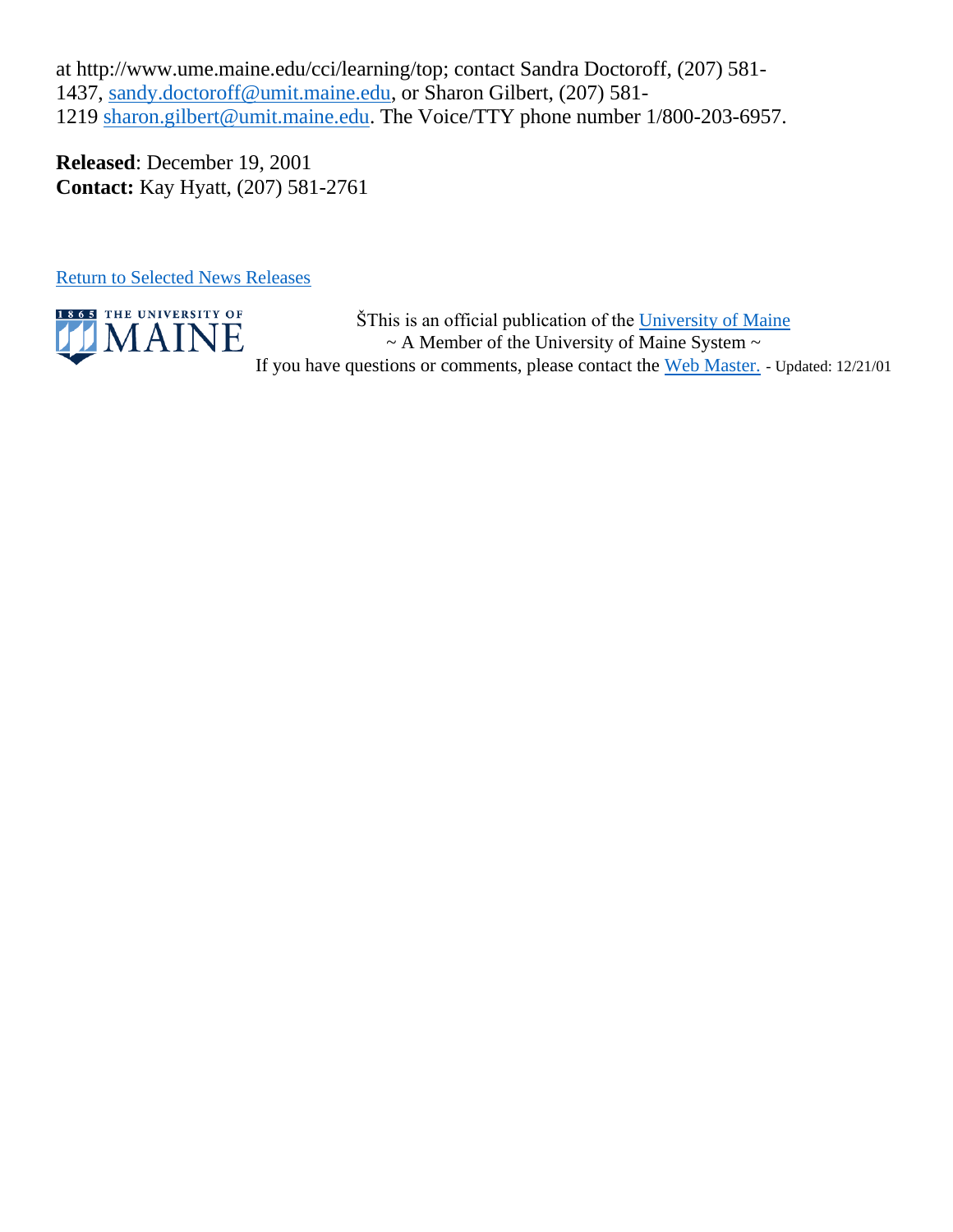at http://www.ume.maine.edu/cci/learning/top; contact Sandra Doctoroff, (207) 581-1437, sandy.doctoroff@umit.maine.edu, or Sharon Gilbert, (207) 581-1219 sharon.gilbert@umit.maine.edu. The Voice/TTY phone number 1/800-203-6957.

**Released**: December 19, 2001
**Contact:** Kay Hyatt, (207) 581-2761

Return to Selected News Releases

1865 THE UNIVERSITY OF MAINE

ŠThis is an official publication of the University of Maine
~ A Member of the University of Maine System ~
If you have questions or comments, please contact the Web Master. - Updated: 12/21/01